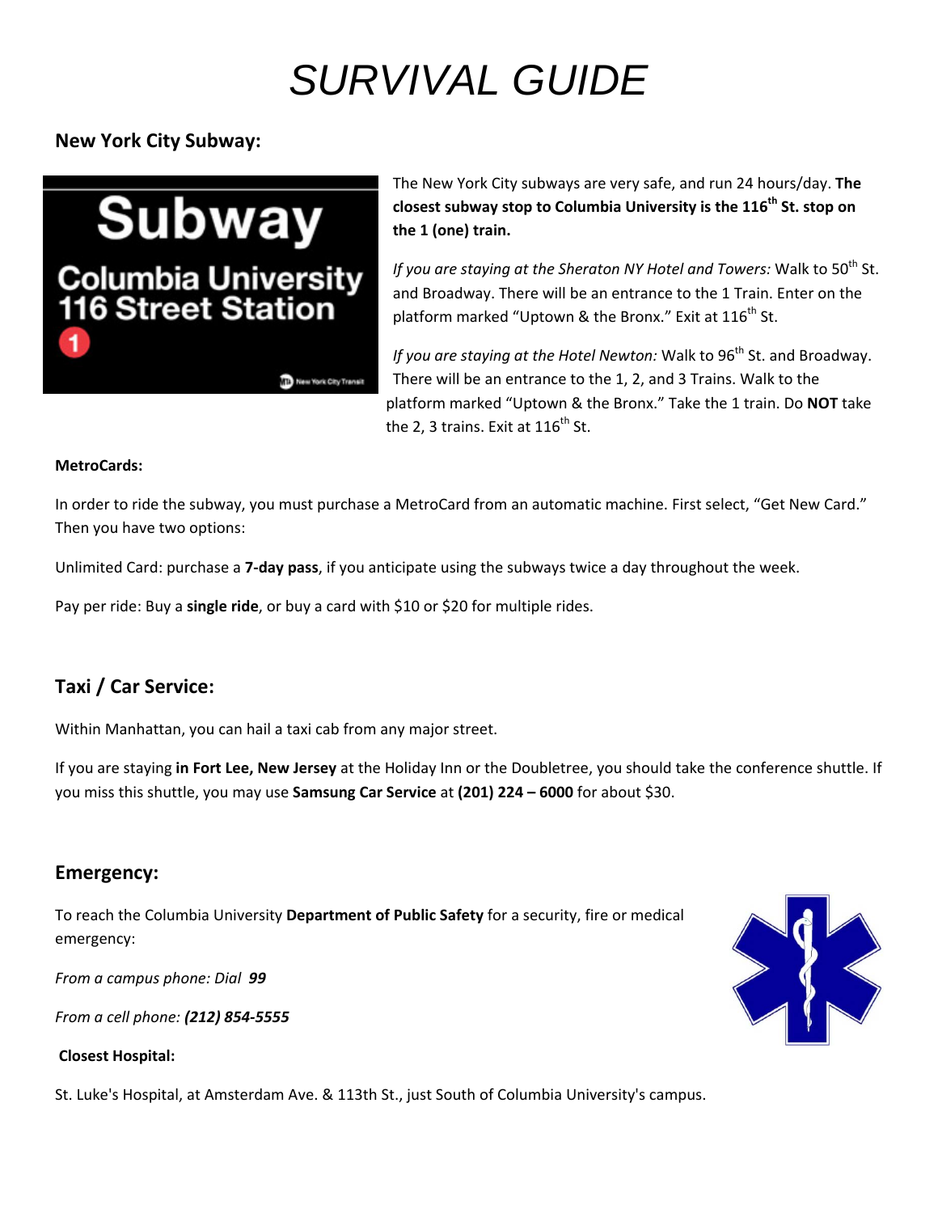# SURVIVAL GUIDE

## New York City Subway:

The New York City subways are very safe, and run 24 hours/day. **The closest subway stop to Columbia University is the 116th St. stop on the 1 (one) train.**

*If you are staying at the Sheraton NY Hotel and Towers:* Walk to 50th St. and Broadway. There will be an entrance to the 1 Train. Enter on the platform marked "Uptown & the Bronx." Exit at 116th St.

*If you are staying at the Hotel Newton:* Walk to 96th St. and Broadway. There will be an entrance to the 1, 2, and 3 Trains. Walk to the platform marked "Uptown & the Bronx." Take the 1 train. Do **NOT** take the 2, 3 trains. Exit at 116th St.

**MetroCards:**

In order to ride the subway, you must purchase a MetroCard from an automatic machine. First select, "Get New Card." Then you have two options:

Unlimited Card: purchase a **7-day pass**, if you anticipate using the subways twice a day throughout the week.

Pay per ride: Buy a **single ride**, or buy a card with $10 or $20 for multiple rides.

## Taxi / Car Service:

Within Manhattan, you can hail a taxi cab from any major street.

If you are staying **in Fort Lee, New Jersey** at the Holiday Inn or the Doubletree, you should take the conference shuttle. If you miss this shuttle, you may use **Samsung Car Service** at **(201) 224 – 6000** for about $30.

## Emergency:

To reach the Columbia University **Department of Public Safety** for a security, fire or medical emergency:

*From a campus phone: Dial* ***99***

*From a cell phone:* ***(212) 854-5555***

**Closest Hospital:**

St. Luke's Hospital, at Amsterdam Ave. & 113th St., just South of Columbia University's campus.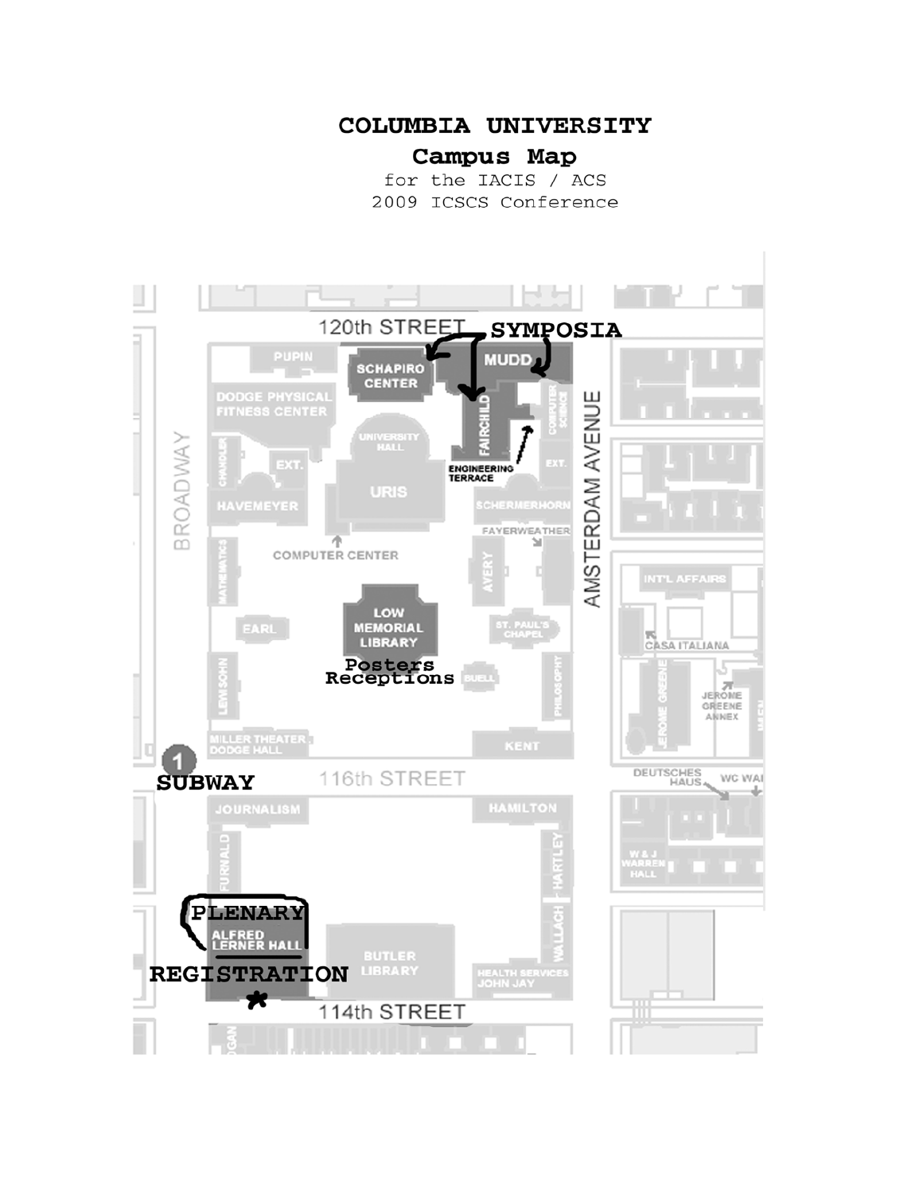# COLUMBIA UNIVERSITY

## Campus Map

for the IACIS / ACS
2009 ICSCS Conference

120th STREET

SYMPOSIA

PUPIN

SCHAPIRO CENTER

MUDD

DODGE PHYSICAL FITNESS CENTER

UNIVERSITY HALL

FAIRCHILD

COMPUTER SCIENCE

ENGINEERING TERRACE

BROADWAY

CHANDLER

EXT.

URIS

EXT.

AMSTERDAM AVENUE

HAVEMEYER

SCHERMERHORN

FAYERWEATHER

COMPUTER CENTER

MATHEMATICS

AVERY

INT'L AFFAIRS

LOW MEMORIAL LIBRARY

EARL

ST. PAUL'S CHAPEL

CASA ITALIANA

Posters
Receptions

LEWISOHN

BUELL

PHILOSOPHY

JEROME GREENE

JEROME GREENE ANNEX

MILLER THEATER DODGE HALL

KENT

SUBWAY

116th STREET

DEUTSCHES HAUS

WC WA

JOURNALISM

HAMILTON

FURNALD

HARTLEY

W & J WARREN HALL

PLENARY

ALFRED LERNER HALL

WALLACH

REGISTRATION

BUTLER LIBRARY

HEALTH SERVICES JOHN JAY

114th STREET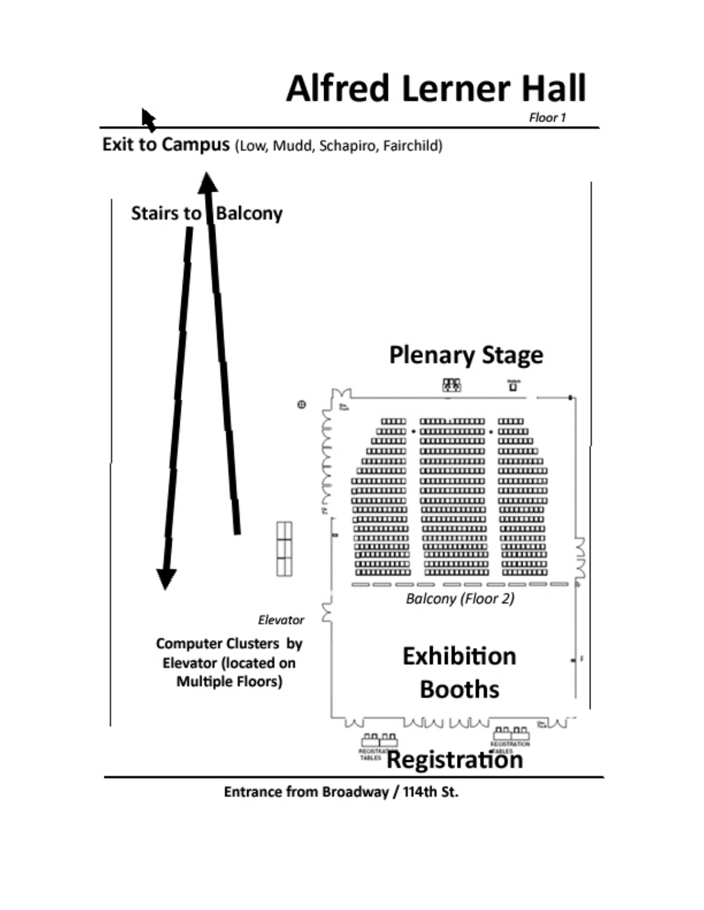# Alfred Lerner Hall

*Floor 1*

**Exit to Campus** (Low, Mudd, Schapiro, Fairchild)

**Stairs to Balcony**

**Plenary Stage**

*Balcony (Floor 2)*

*Elevator*

**Computer Clusters by Elevator (located on Multiple Floors)**

**Exhibition Booths**

**Registration**

REGISTRATION TABLES

REGISTRATION TABLES

**Entrance from Broadway / 114th St.**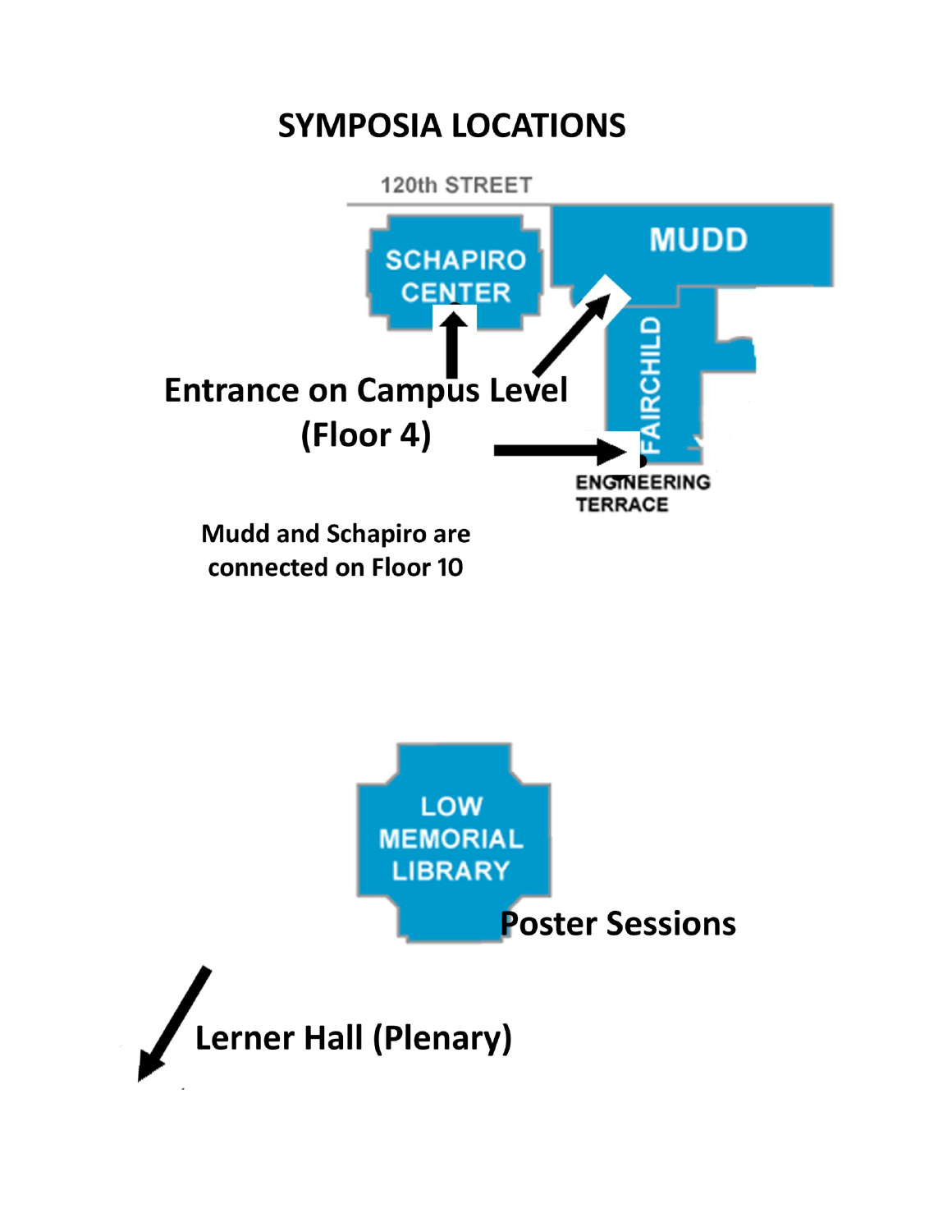# SYMPOSIA LOCATIONS

120th STREET

SCHAPIRO CENTER

MUDD

FAIRCHILD

ENGINEERING TERRACE

**Entrance on Campus Level (Floor 4)**

**Mudd and Schapiro are connected on Floor 10**

LOW MEMORIAL LIBRARY

**Poster Sessions**

**Lerner Hall (Plenary)**